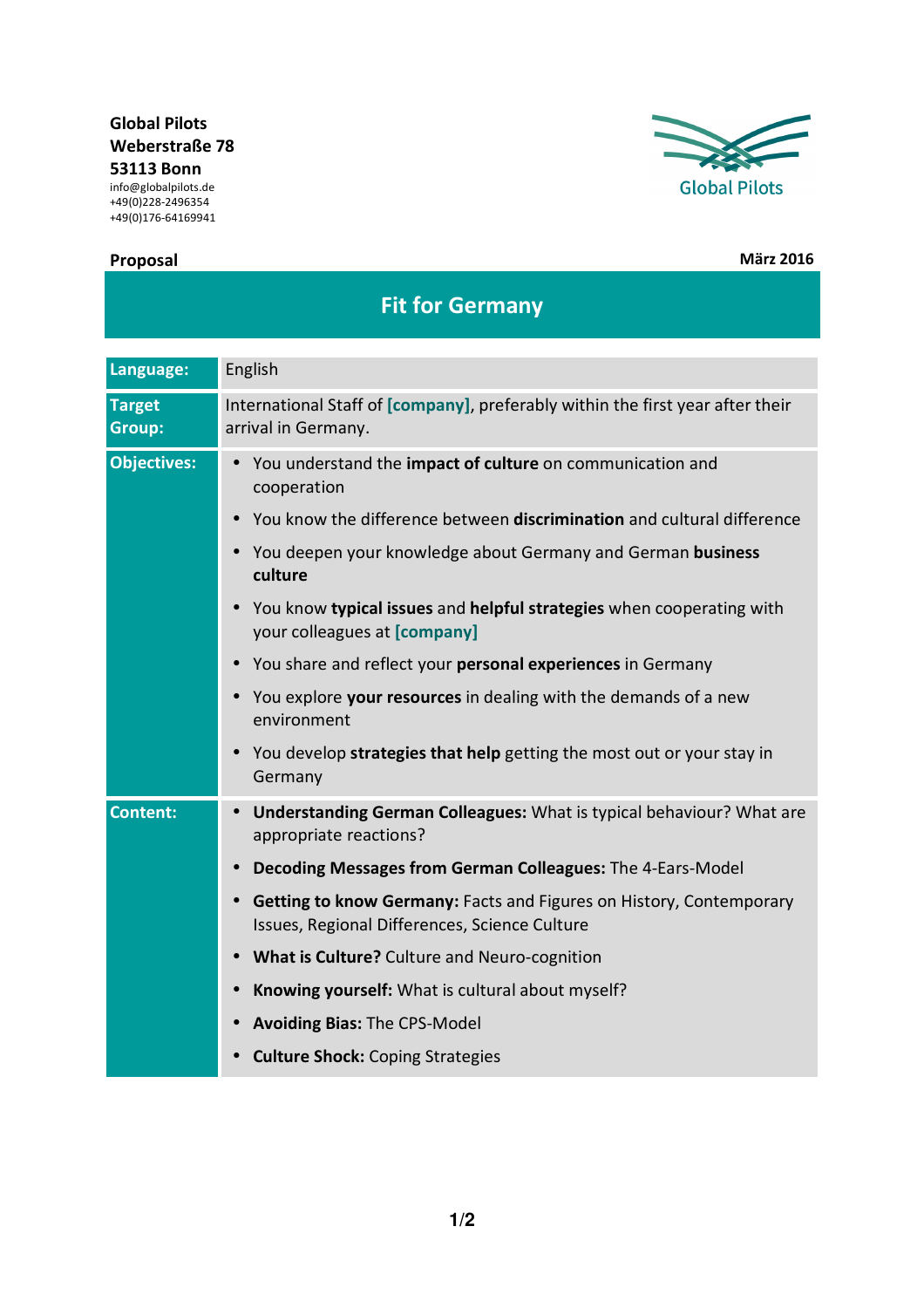**Global Pilots**
**Weberstraße 78**
**53113 Bonn**
info@globalpilots.de
+49(0)228-2496354
+49(0)176-64169941

Global Pilots

**Proposal**

**März 2016**

# Fit for Germany

| | |
|---|---|
| **Language:** | English |
| **Target Group:** | International Staff of **[company]**, preferably within the first year after their arrival in Germany. |
| **Objectives:** | • You understand the **impact of culture** on communication and cooperation<br>• You know the difference between **discrimination** and cultural difference<br>• You deepen your knowledge about Germany and German **business culture**<br>• You know **typical issues** and **helpful strategies** when cooperating with your colleagues at **[company]**<br>• You share and reflect your **personal experiences** in Germany<br>• You explore **your resources** in dealing with the demands of a new environment<br>• You develop **strategies that help** getting the most out or your stay in Germany |
| **Content:** | • **Understanding German Colleagues:** What is typical behaviour? What are appropriate reactions?<br>• **Decoding Messages from German Colleagues:** The 4-Ears-Model<br>• **Getting to know Germany:** Facts and Figures on History, Contemporary Issues, Regional Differences, Science Culture<br>• **What is Culture?** Culture and Neuro-cognition<br>• **Knowing yourself:** What is cultural about myself?<br>• **Avoiding Bias:** The CPS-Model<br>• **Culture Shock:** Coping Strategies |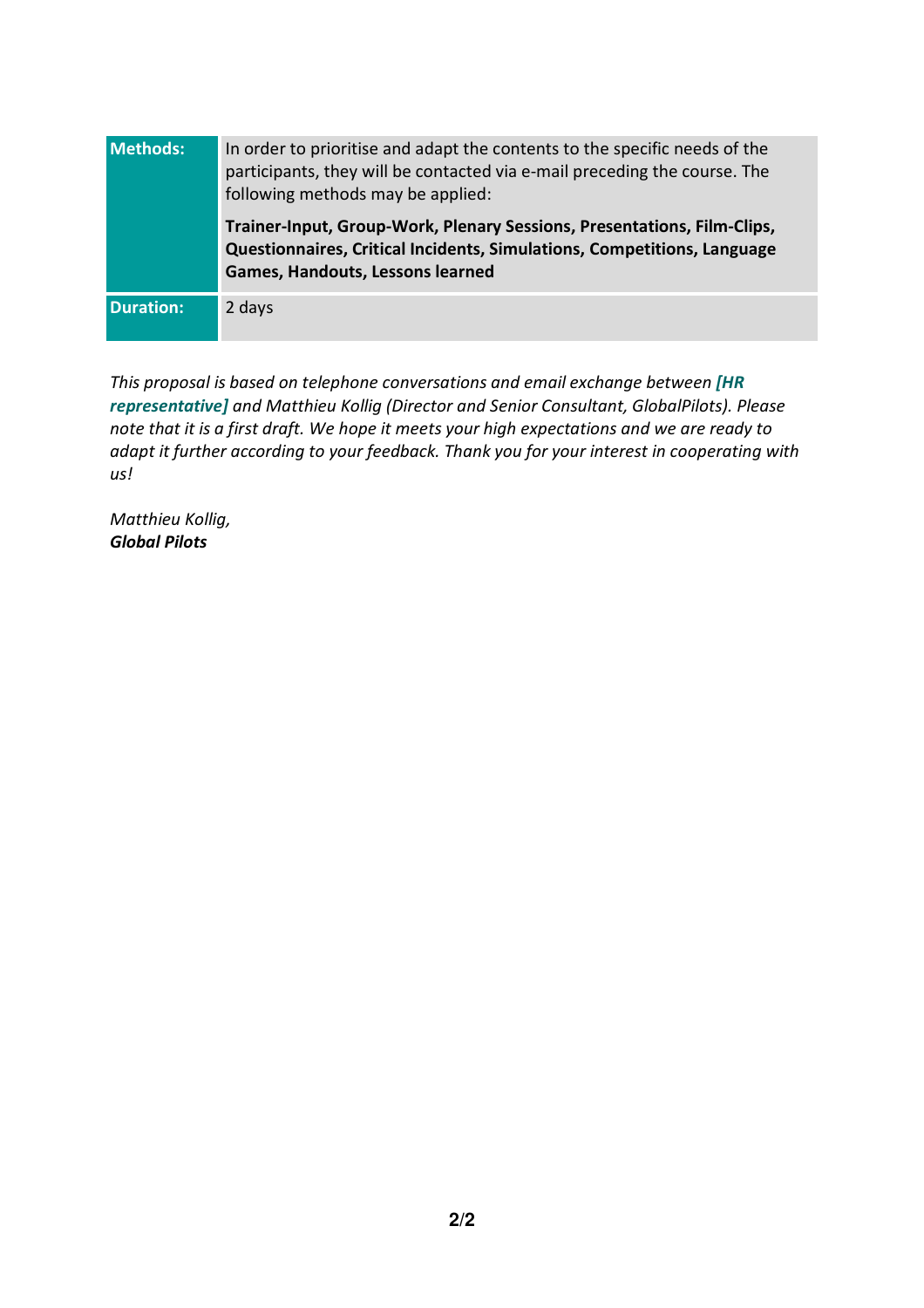| | |
|---|---|
| **Methods:** | In order to prioritise and adapt the contents to the specific needs of the participants, they will be contacted via e-mail preceding the course. The following methods may be applied:<br><br>**Trainer-Input, Group-Work, Plenary Sessions, Presentations, Film-Clips, Questionnaires, Critical Incidents, Simulations, Competitions, Language Games, Handouts, Lessons learned** |
| **Duration:** | 2 days |

*This proposal is based on telephone conversations and email exchange between **[HR representative]** and Matthieu Kollig (Director and Senior Consultant, GlobalPilots). Please note that it is a first draft. We hope it meets your high expectations and we are ready to adapt it further according to your feedback. Thank you for your interest in cooperating with us!*

*Matthieu Kollig,*
***Global Pilots***